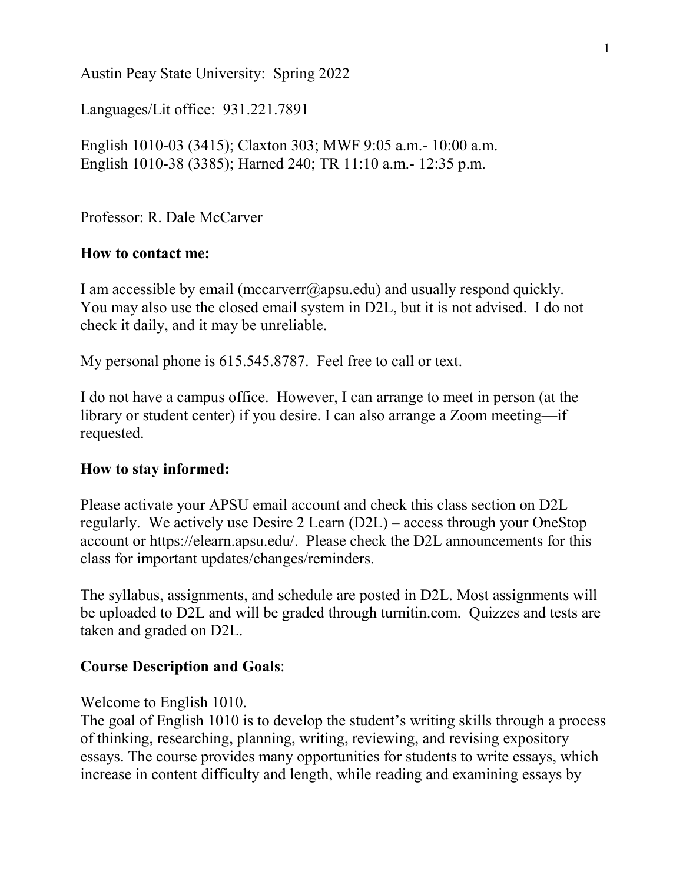Austin Peay State University: Spring 2022

Languages/Lit office: 931.221.7891

English 1010-03 (3415); Claxton 303; MWF 9:05 a.m.- 10:00 a.m.
English 1010-38 (3385); Harned 240; TR 11:10 a.m.- 12:35 p.m.

Professor: R. Dale McCarver

## How to contact me:

I am accessible by email (mccarverr@apsu.edu) and usually respond quickly. You may also use the closed email system in D2L, but it is not advised. I do not check it daily, and it may be unreliable.

My personal phone is 615.545.8787. Feel free to call or text.

I do not have a campus office. However, I can arrange to meet in person (at the library or student center) if you desire. I can also arrange a Zoom meeting—if requested.

## How to stay informed:

Please activate your APSU email account and check this class section on D2L regularly. We actively use Desire 2 Learn (D2L) – access through your OneStop account or https://elearn.apsu.edu/. Please check the D2L announcements for this class for important updates/changes/reminders.

The syllabus, assignments, and schedule are posted in D2L. Most assignments will be uploaded to D2L and will be graded through turnitin.com. Quizzes and tests are taken and graded on D2L.

## Course Description and Goals:

Welcome to English 1010.
The goal of English 1010 is to develop the student's writing skills through a process of thinking, researching, planning, writing, reviewing, and revising expository essays. The course provides many opportunities for students to write essays, which increase in content difficulty and length, while reading and examining essays by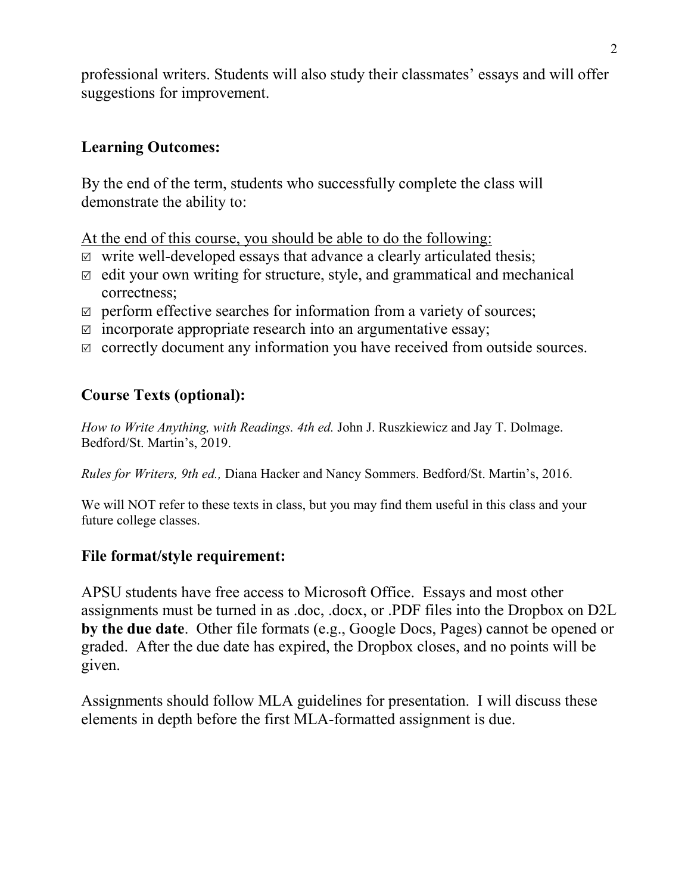professional writers. Students will also study their classmates' essays and will offer suggestions for improvement.

## Learning Outcomes:

By the end of the term, students who successfully complete the class will demonstrate the ability to:

<u>At the end of this course, you should be able to do the following:</u>

- ☑ write well-developed essays that advance a clearly articulated thesis;
- ☑ edit your own writing for structure, style, and grammatical and mechanical correctness;
- ☑ perform effective searches for information from a variety of sources;
- ☑ incorporate appropriate research into an argumentative essay;
- ☑ correctly document any information you have received from outside sources.

## Course Texts (optional):

*How to Write Anything, with Readings. 4th ed.* John J. Ruszkiewicz and Jay T. Dolmage. Bedford/St. Martin's, 2019.

*Rules for Writers, 9th ed.,* Diana Hacker and Nancy Sommers. Bedford/St. Martin's, 2016.

We will NOT refer to these texts in class, but you may find them useful in this class and your future college classes.

## File format/style requirement:

APSU students have free access to Microsoft Office. Essays and most other assignments must be turned in as .doc, .docx, or .PDF files into the Dropbox on D2L **by the due date**. Other file formats (e.g., Google Docs, Pages) cannot be opened or graded. After the due date has expired, the Dropbox closes, and no points will be given.

Assignments should follow MLA guidelines for presentation. I will discuss these elements in depth before the first MLA-formatted assignment is due.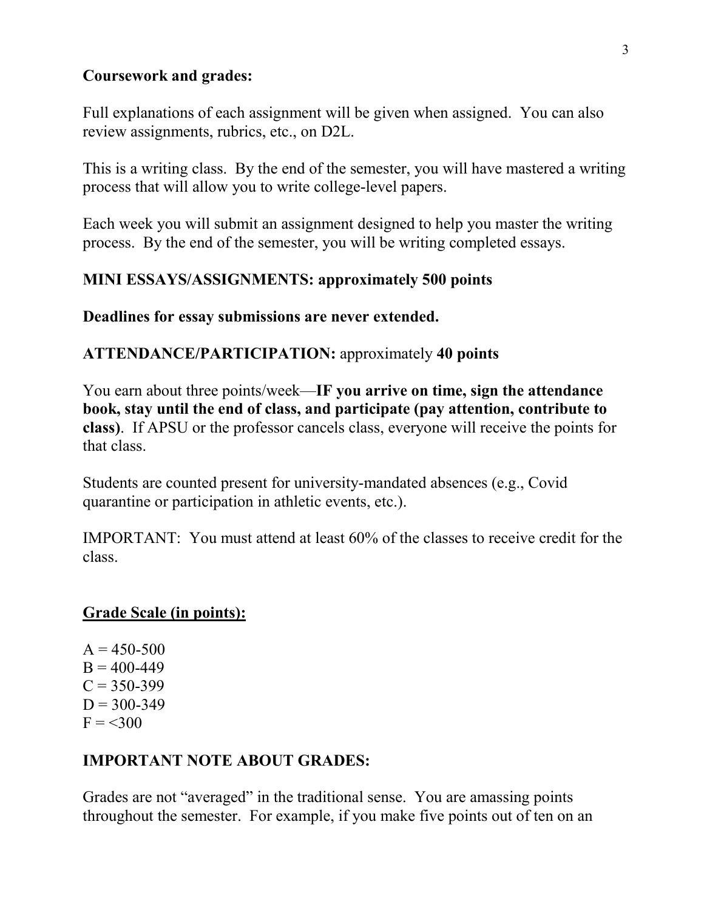**Coursework and grades:**

Full explanations of each assignment will be given when assigned. You can also review assignments, rubrics, etc., on D2L.

This is a writing class. By the end of the semester, you will have mastered a writing process that will allow you to write college-level papers.

Each week you will submit an assignment designed to help you master the writing process. By the end of the semester, you will be writing completed essays.

**MINI ESSAYS/ASSIGNMENTS: approximately 500 points**

**Deadlines for essay submissions are never extended.**

**ATTENDANCE/PARTICIPATION:** approximately **40 points**

You earn about three points/week—**IF you arrive on time, sign the attendance book, stay until the end of class, and participate (pay attention, contribute to class)**. If APSU or the professor cancels class, everyone will receive the points for that class.

Students are counted present for university-mandated absences (e.g., Covid quarantine or participation in athletic events, etc.).

IMPORTANT: You must attend at least 60% of the classes to receive credit for the class.

**<u>Grade Scale (in points):</u>**

A = 450-500
B = 400-449
C = 350-399
D = 300-349
F = <300

**IMPORTANT NOTE ABOUT GRADES:**

Grades are not "averaged" in the traditional sense. You are amassing points throughout the semester. For example, if you make five points out of ten on an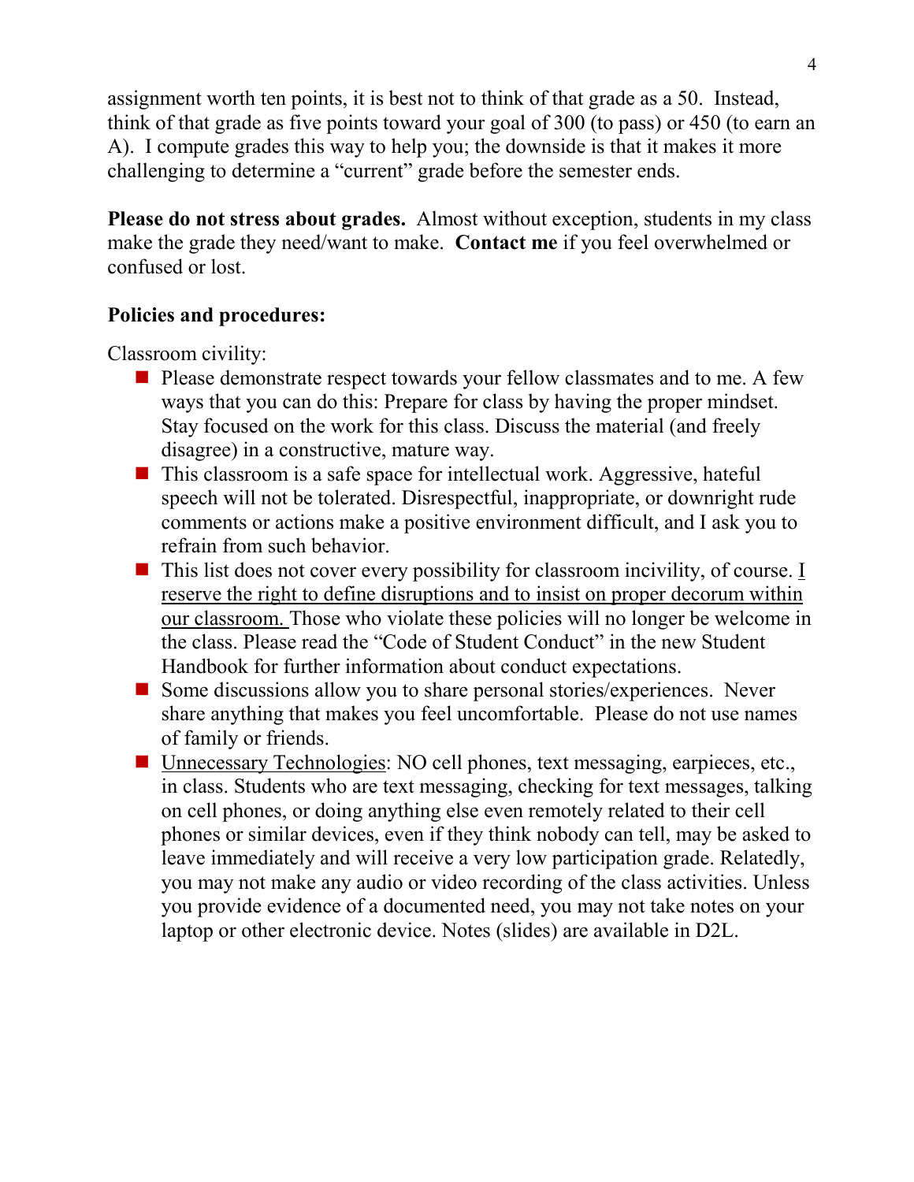assignment worth ten points, it is best not to think of that grade as a 50. Instead, think of that grade as five points toward your goal of 300 (to pass) or 450 (to earn an A). I compute grades this way to help you; the downside is that it makes it more challenging to determine a "current" grade before the semester ends.

**Please do not stress about grades.** Almost without exception, students in my class make the grade they need/want to make. **Contact me** if you feel overwhelmed or confused or lost.

**Policies and procedures:**

Classroom civility:

- Please demonstrate respect towards your fellow classmates and to me. A few ways that you can do this: Prepare for class by having the proper mindset. Stay focused on the work for this class. Discuss the material (and freely disagree) in a constructive, mature way.
- This classroom is a safe space for intellectual work. Aggressive, hateful speech will not be tolerated. Disrespectful, inappropriate, or downright rude comments or actions make a positive environment difficult, and I ask you to refrain from such behavior.
- This list does not cover every possibility for classroom incivility, of course. <u>I reserve the right to define disruptions and to insist on proper decorum within our classroom.</u> Those who violate these policies will no longer be welcome in the class. Please read the "Code of Student Conduct" in the new Student Handbook for further information about conduct expectations.
- Some discussions allow you to share personal stories/experiences. Never share anything that makes you feel uncomfortable. Please do not use names of family or friends.
- <u>Unnecessary Technologies</u>: NO cell phones, text messaging, earpieces, etc., in class. Students who are text messaging, checking for text messages, talking on cell phones, or doing anything else even remotely related to their cell phones or similar devices, even if they think nobody can tell, may be asked to leave immediately and will receive a very low participation grade. Relatedly, you may not make any audio or video recording of the class activities. Unless you provide evidence of a documented need, you may not take notes on your laptop or other electronic device. Notes (slides) are available in D2L.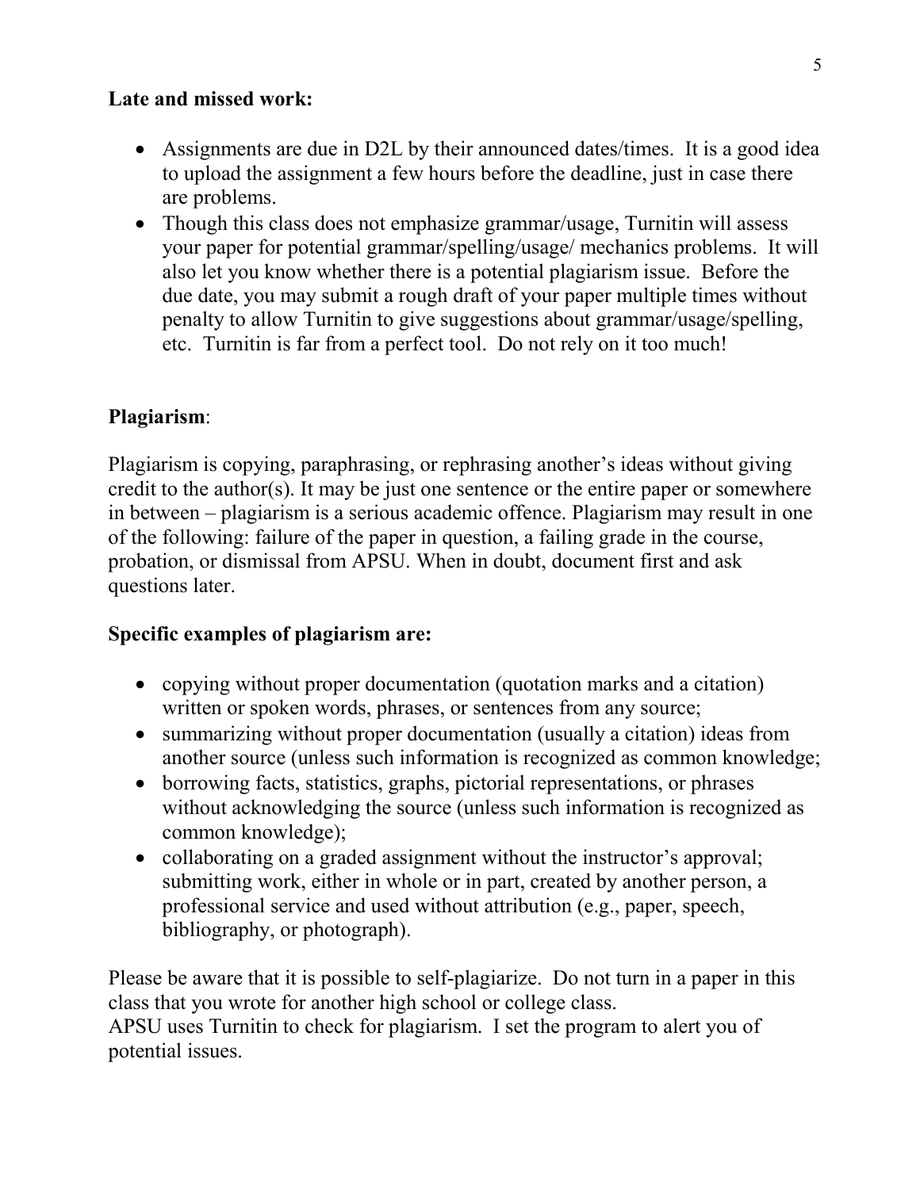**Late and missed work:**

- Assignments are due in D2L by their announced dates/times. It is a good idea to upload the assignment a few hours before the deadline, just in case there are problems.
- Though this class does not emphasize grammar/usage, Turnitin will assess your paper for potential grammar/spelling/usage/ mechanics problems. It will also let you know whether there is a potential plagiarism issue. Before the due date, you may submit a rough draft of your paper multiple times without penalty to allow Turnitin to give suggestions about grammar/usage/spelling, etc. Turnitin is far from a perfect tool. Do not rely on it too much!

**Plagiarism**:

Plagiarism is copying, paraphrasing, or rephrasing another's ideas without giving credit to the author(s). It may be just one sentence or the entire paper or somewhere in between – plagiarism is a serious academic offence. Plagiarism may result in one of the following: failure of the paper in question, a failing grade in the course, probation, or dismissal from APSU. When in doubt, document first and ask questions later.

**Specific examples of plagiarism are:**

- copying without proper documentation (quotation marks and a citation) written or spoken words, phrases, or sentences from any source;
- summarizing without proper documentation (usually a citation) ideas from another source (unless such information is recognized as common knowledge;
- borrowing facts, statistics, graphs, pictorial representations, or phrases without acknowledging the source (unless such information is recognized as common knowledge);
- collaborating on a graded assignment without the instructor's approval; submitting work, either in whole or in part, created by another person, a professional service and used without attribution (e.g., paper, speech, bibliography, or photograph).

Please be aware that it is possible to self-plagiarize. Do not turn in a paper in this class that you wrote for another high school or college class.
APSU uses Turnitin to check for plagiarism. I set the program to alert you of potential issues.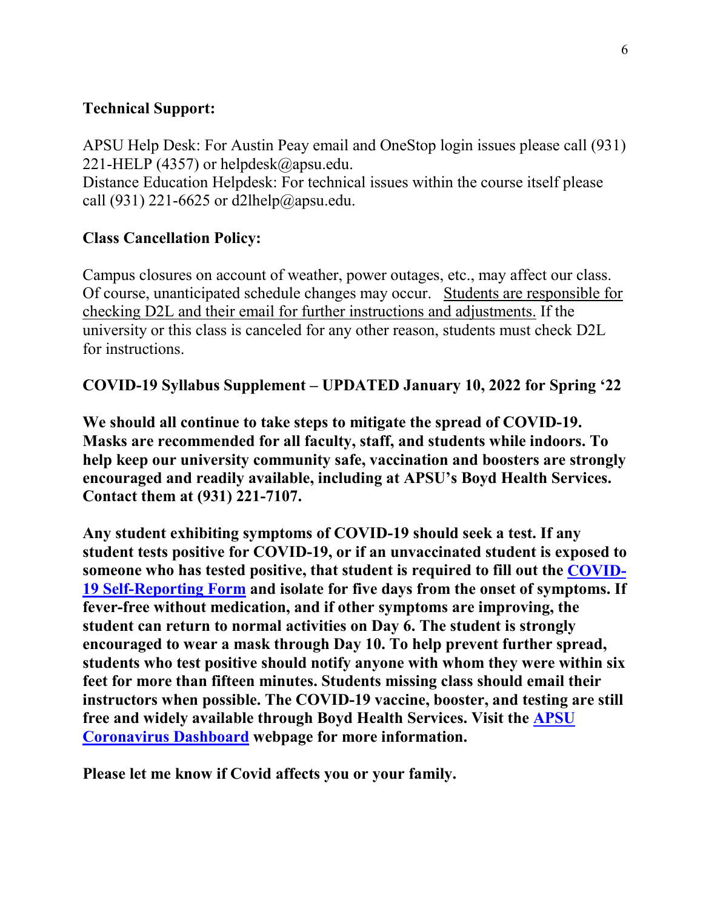**Technical Support:**

APSU Help Desk: For Austin Peay email and OneStop login issues please call (931) 221-HELP (4357) or helpdesk@apsu.edu.
Distance Education Helpdesk: For technical issues within the course itself please call (931) 221-6625 or d2lhelp@apsu.edu.

**Class Cancellation Policy:**

Campus closures on account of weather, power outages, etc., may affect our class. Of course, unanticipated schedule changes may occur. <u>Students are responsible for checking D2L and their email for further instructions and adjustments.</u> If the university or this class is canceled for any other reason, students must check D2L for instructions.

**COVID-19 Syllabus Supplement – UPDATED January 10, 2022 for Spring '22**

**We should all continue to take steps to mitigate the spread of COVID-19. Masks are recommended for all faculty, staff, and students while indoors. To help keep our university community safe, vaccination and boosters are strongly encouraged and readily available, including at APSU's Boyd Health Services. Contact them at (931) 221-7107.**

**Any student exhibiting symptoms of COVID-19 should seek a test. If any student tests positive for COVID-19, or if an unvaccinated student is exposed to someone who has tested positive, that student is required to fill out the [COVID-19 Self-Reporting Form] and isolate for five days from the onset of symptoms. If fever-free without medication, and if other symptoms are improving, the student can return to normal activities on Day 6. The student is strongly encouraged to wear a mask through Day 10. To help prevent further spread, students who test positive should notify anyone with whom they were within six feet for more than fifteen minutes. Students missing class should email their instructors when possible. The COVID-19 vaccine, booster, and testing are still free and widely available through Boyd Health Services. Visit the [APSU Coronavirus Dashboard] webpage for more information.**

**Please let me know if Covid affects you or your family.**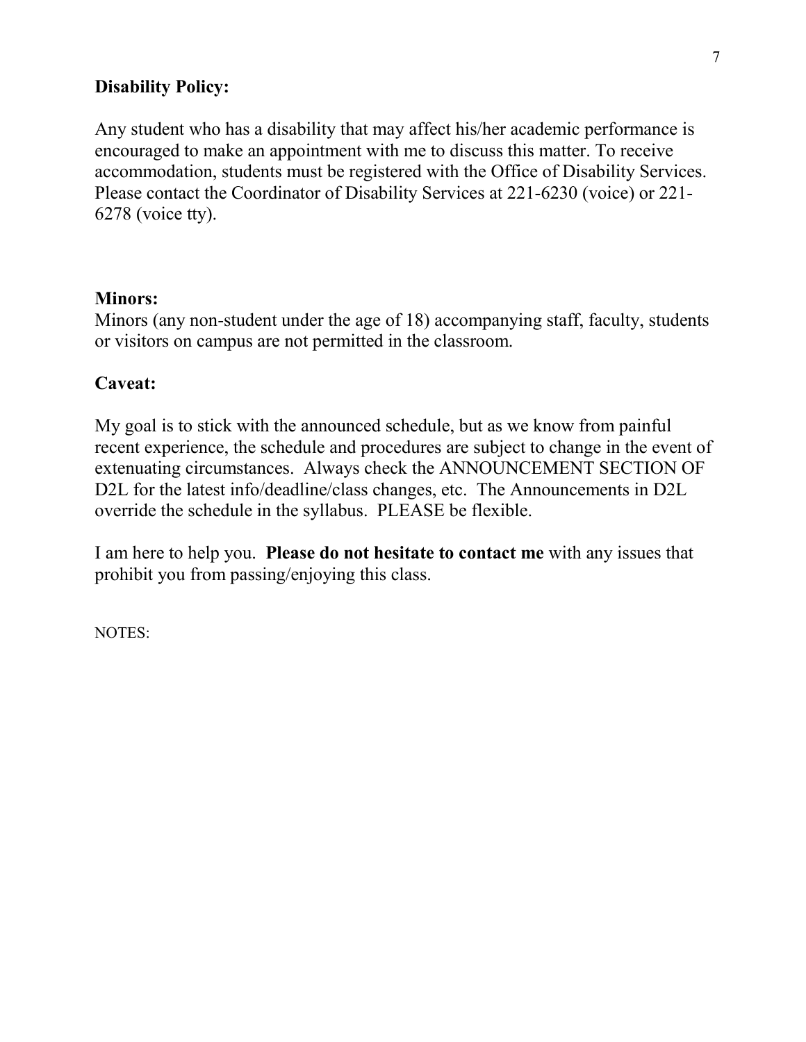**Disability Policy:**

Any student who has a disability that may affect his/her academic performance is encouraged to make an appointment with me to discuss this matter. To receive accommodation, students must be registered with the Office of Disability Services. Please contact the Coordinator of Disability Services at 221-6230 (voice) or 221-6278 (voice tty).

**Minors:**
Minors (any non-student under the age of 18) accompanying staff, faculty, students or visitors on campus are not permitted in the classroom.

**Caveat:**

My goal is to stick with the announced schedule, but as we know from painful recent experience, the schedule and procedures are subject to change in the event of extenuating circumstances. Always check the ANNOUNCEMENT SECTION OF D2L for the latest info/deadline/class changes, etc. The Announcements in D2L override the schedule in the syllabus. PLEASE be flexible.

I am here to help you. **Please do not hesitate to contact me** with any issues that prohibit you from passing/enjoying this class.

NOTES: